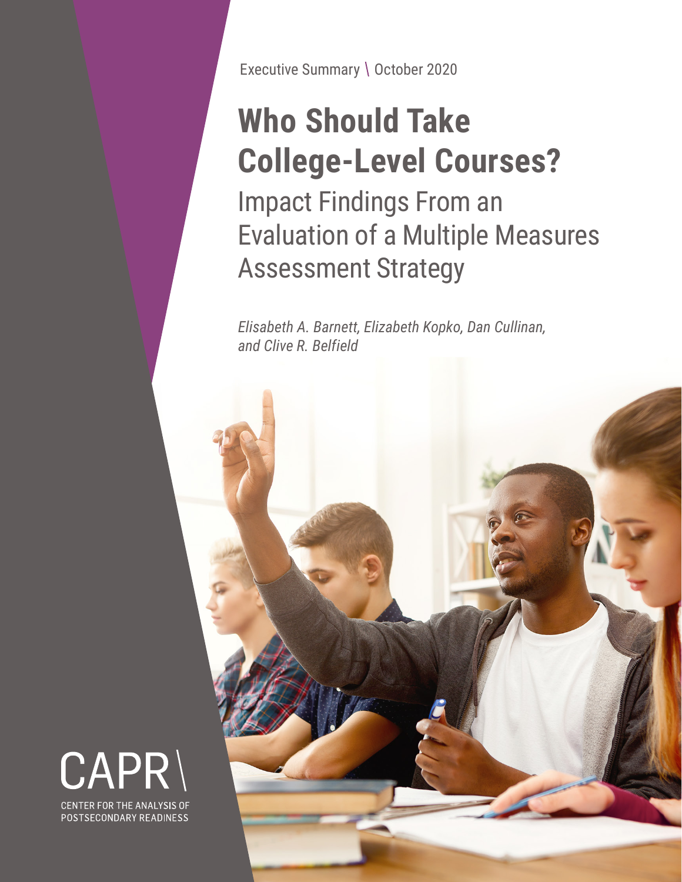Executive Summary \ October 2020

# Who Should Take College-Level Courses?

## Impact Findings From an Evaluation of a Multiple Measures Assessment Strategy

*Elisabeth A. Barnett, Elizabeth Kopko, Dan Cullinan, and Clive R. Belfield*

CAPR \
CENTER FOR THE ANALYSIS OF POSTSECONDARY READINESS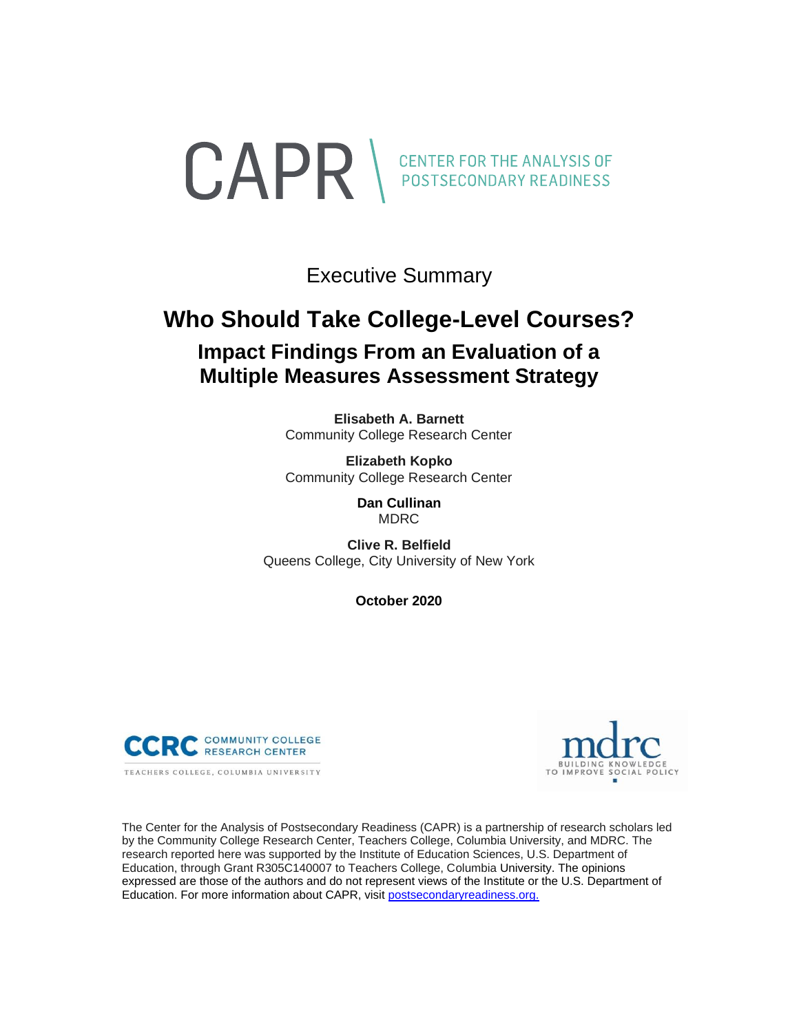CAPR | CENTER FOR THE ANALYSIS OF POSTSECONDARY READINESS

Executive Summary

# Who Should Take College-Level Courses?

## Impact Findings From an Evaluation of a Multiple Measures Assessment Strategy

**Elisabeth A. Barnett**
Community College Research Center

**Elizabeth Kopko**
Community College Research Center

**Dan Cullinan**
MDRC

**Clive R. Belfield**
Queens College, City University of New York

**October 2020**

CCRC COMMUNITY COLLEGE RESEARCH CENTER
TEACHERS COLLEGE, COLUMBIA UNIVERSITY

mdrc
BUILDING KNOWLEDGE TO IMPROVE SOCIAL POLICY

The Center for the Analysis of Postsecondary Readiness (CAPR) is a partnership of research scholars led by the Community College Research Center, Teachers College, Columbia University, and MDRC. The research reported here was supported by the Institute of Education Sciences, U.S. Department of Education, through Grant R305C140007 to Teachers College, Columbia University. The opinions expressed are those of the authors and do not represent views of the Institute or the U.S. Department of Education. For more information about CAPR, visit [postsecondaryreadiness.org.](postsecondaryreadiness.org)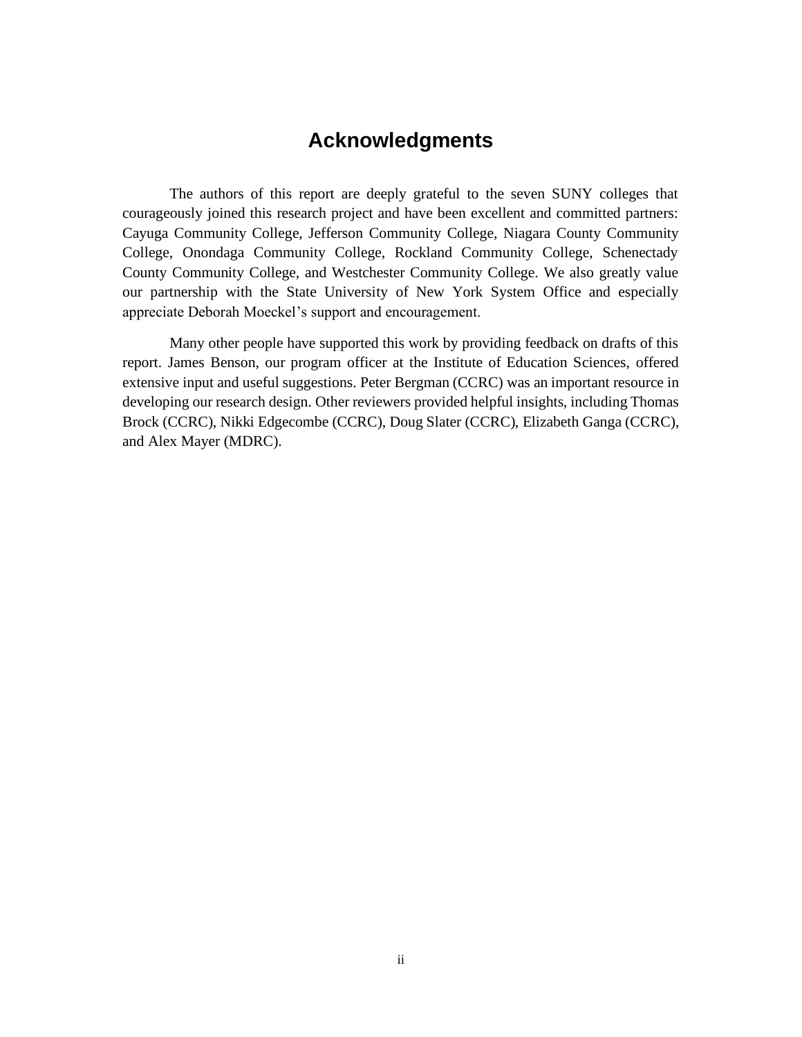# Acknowledgments

The authors of this report are deeply grateful to the seven SUNY colleges that courageously joined this research project and have been excellent and committed partners: Cayuga Community College, Jefferson Community College, Niagara County Community College, Onondaga Community College, Rockland Community College, Schenectady County Community College, and Westchester Community College. We also greatly value our partnership with the State University of New York System Office and especially appreciate Deborah Moeckel's support and encouragement.

Many other people have supported this work by providing feedback on drafts of this report. James Benson, our program officer at the Institute of Education Sciences, offered extensive input and useful suggestions. Peter Bergman (CCRC) was an important resource in developing our research design. Other reviewers provided helpful insights, including Thomas Brock (CCRC), Nikki Edgecombe (CCRC), Doug Slater (CCRC), Elizabeth Ganga (CCRC), and Alex Mayer (MDRC).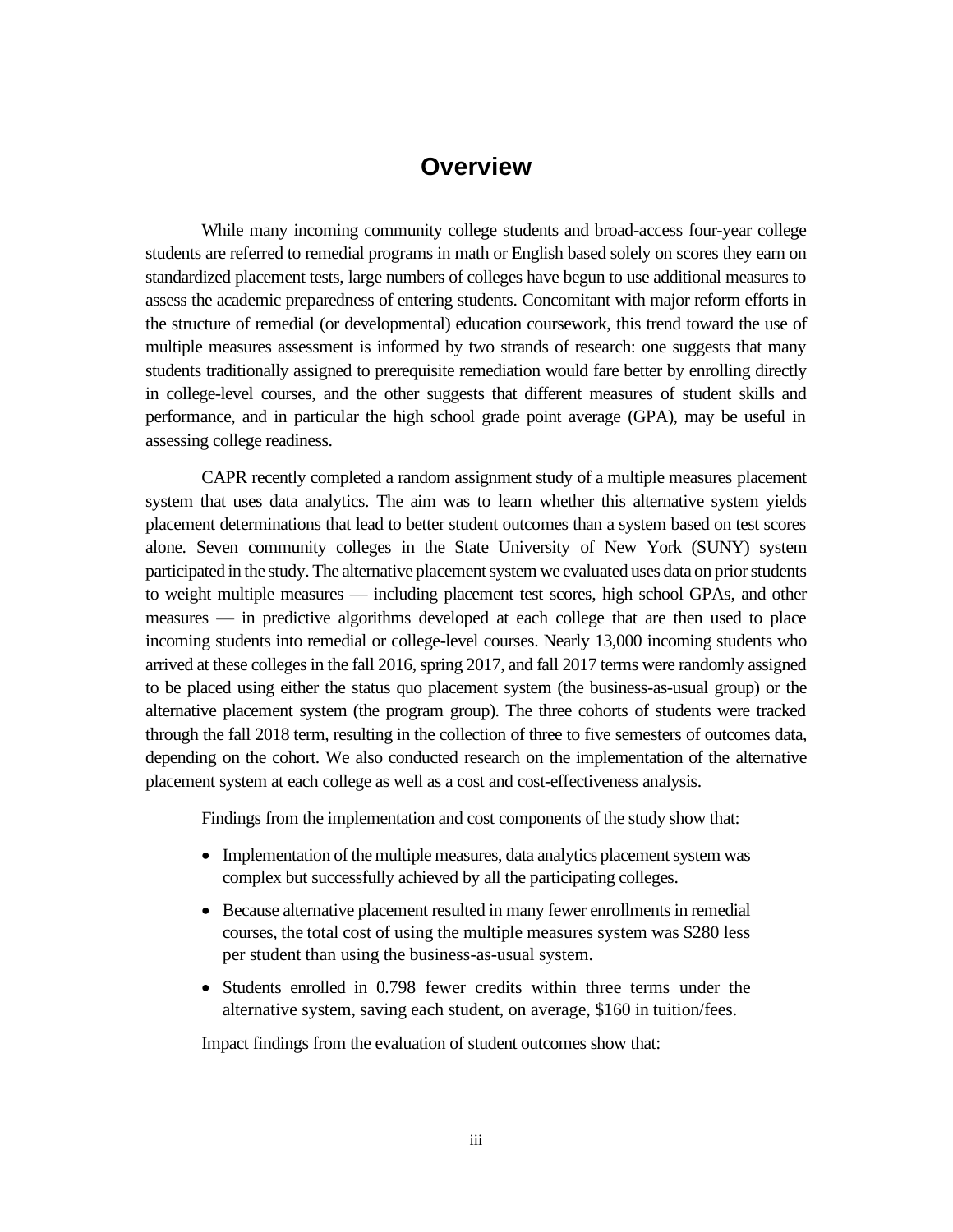# Overview

While many incoming community college students and broad-access four-year college students are referred to remedial programs in math or English based solely on scores they earn on standardized placement tests, large numbers of colleges have begun to use additional measures to assess the academic preparedness of entering students. Concomitant with major reform efforts in the structure of remedial (or developmental) education coursework, this trend toward the use of multiple measures assessment is informed by two strands of research: one suggests that many students traditionally assigned to prerequisite remediation would fare better by enrolling directly in college-level courses, and the other suggests that different measures of student skills and performance, and in particular the high school grade point average (GPA), may be useful in assessing college readiness.

CAPR recently completed a random assignment study of a multiple measures placement system that uses data analytics. The aim was to learn whether this alternative system yields placement determinations that lead to better student outcomes than a system based on test scores alone. Seven community colleges in the State University of New York (SUNY) system participated in the study. The alternative placement system we evaluated uses data on prior students to weight multiple measures — including placement test scores, high school GPAs, and other measures — in predictive algorithms developed at each college that are then used to place incoming students into remedial or college-level courses. Nearly 13,000 incoming students who arrived at these colleges in the fall 2016, spring 2017, and fall 2017 terms were randomly assigned to be placed using either the status quo placement system (the business-as-usual group) or the alternative placement system (the program group). The three cohorts of students were tracked through the fall 2018 term, resulting in the collection of three to five semesters of outcomes data, depending on the cohort. We also conducted research on the implementation of the alternative placement system at each college as well as a cost and cost-effectiveness analysis.

Findings from the implementation and cost components of the study show that:

- Implementation of the multiple measures, data analytics placement system was complex but successfully achieved by all the participating colleges.
- Because alternative placement resulted in many fewer enrollments in remedial courses, the total cost of using the multiple measures system was $280 less per student than using the business-as-usual system.
- Students enrolled in 0.798 fewer credits within three terms under the alternative system, saving each student, on average, $160 in tuition/fees.

Impact findings from the evaluation of student outcomes show that: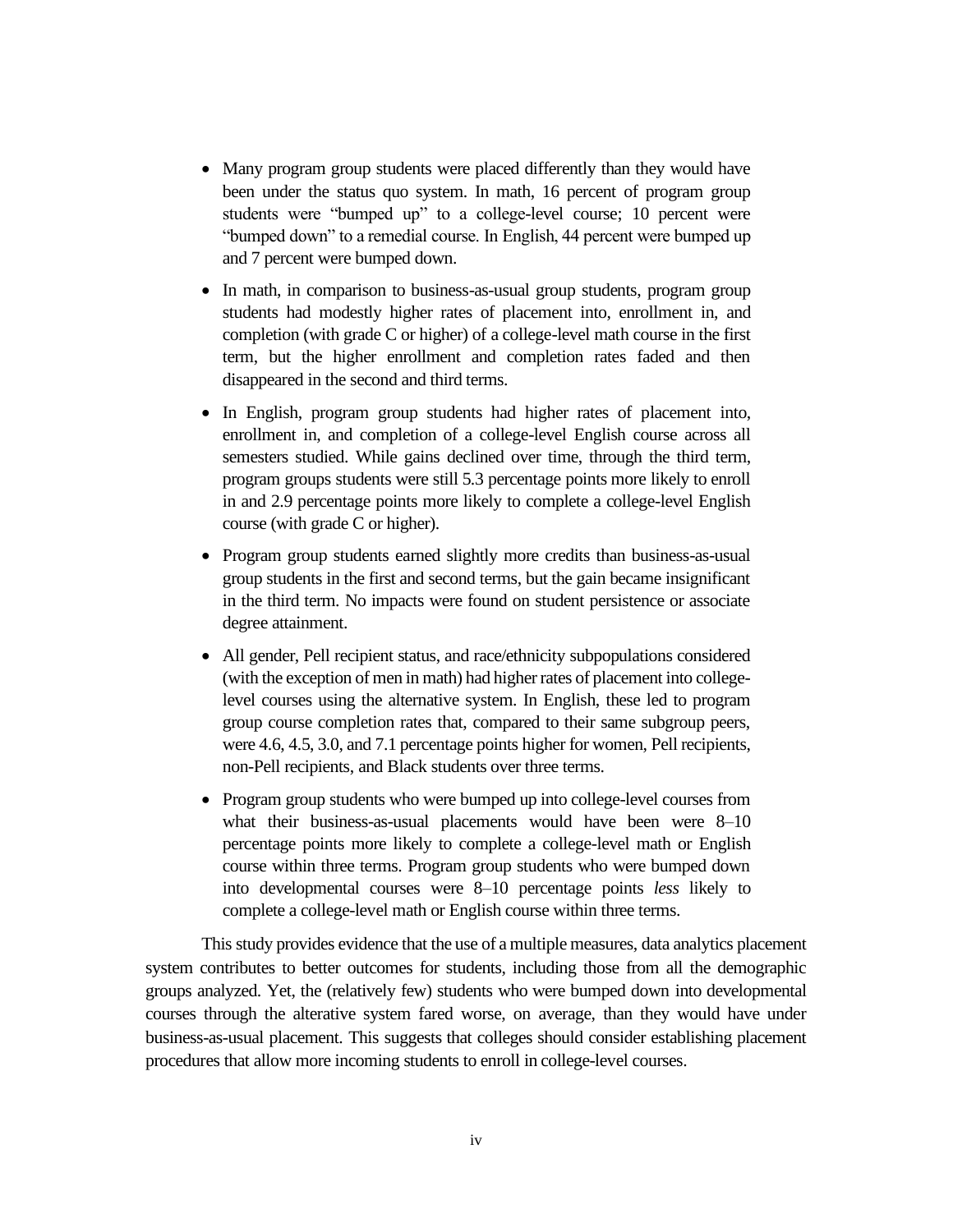- Many program group students were placed differently than they would have been under the status quo system. In math, 16 percent of program group students were "bumped up" to a college-level course; 10 percent were "bumped down" to a remedial course. In English, 44 percent were bumped up and 7 percent were bumped down.

- In math, in comparison to business-as-usual group students, program group students had modestly higher rates of placement into, enrollment in, and completion (with grade C or higher) of a college-level math course in the first term, but the higher enrollment and completion rates faded and then disappeared in the second and third terms.

- In English, program group students had higher rates of placement into, enrollment in, and completion of a college-level English course across all semesters studied. While gains declined over time, through the third term, program groups students were still 5.3 percentage points more likely to enroll in and 2.9 percentage points more likely to complete a college-level English course (with grade C or higher).

- Program group students earned slightly more credits than business-as-usual group students in the first and second terms, but the gain became insignificant in the third term. No impacts were found on student persistence or associate degree attainment.

- All gender, Pell recipient status, and race/ethnicity subpopulations considered (with the exception of men in math) had higher rates of placement into college-level courses using the alternative system. In English, these led to program group course completion rates that, compared to their same subgroup peers, were 4.6, 4.5, 3.0, and 7.1 percentage points higher for women, Pell recipients, non-Pell recipients, and Black students over three terms.

- Program group students who were bumped up into college-level courses from what their business-as-usual placements would have been were 8–10 percentage points more likely to complete a college-level math or English course within three terms. Program group students who were bumped down into developmental courses were 8–10 percentage points *less* likely to complete a college-level math or English course within three terms.

This study provides evidence that the use of a multiple measures, data analytics placement system contributes to better outcomes for students, including those from all the demographic groups analyzed. Yet, the (relatively few) students who were bumped down into developmental courses through the alterative system fared worse, on average, than they would have under business-as-usual placement. This suggests that colleges should consider establishing placement procedures that allow more incoming students to enroll in college-level courses.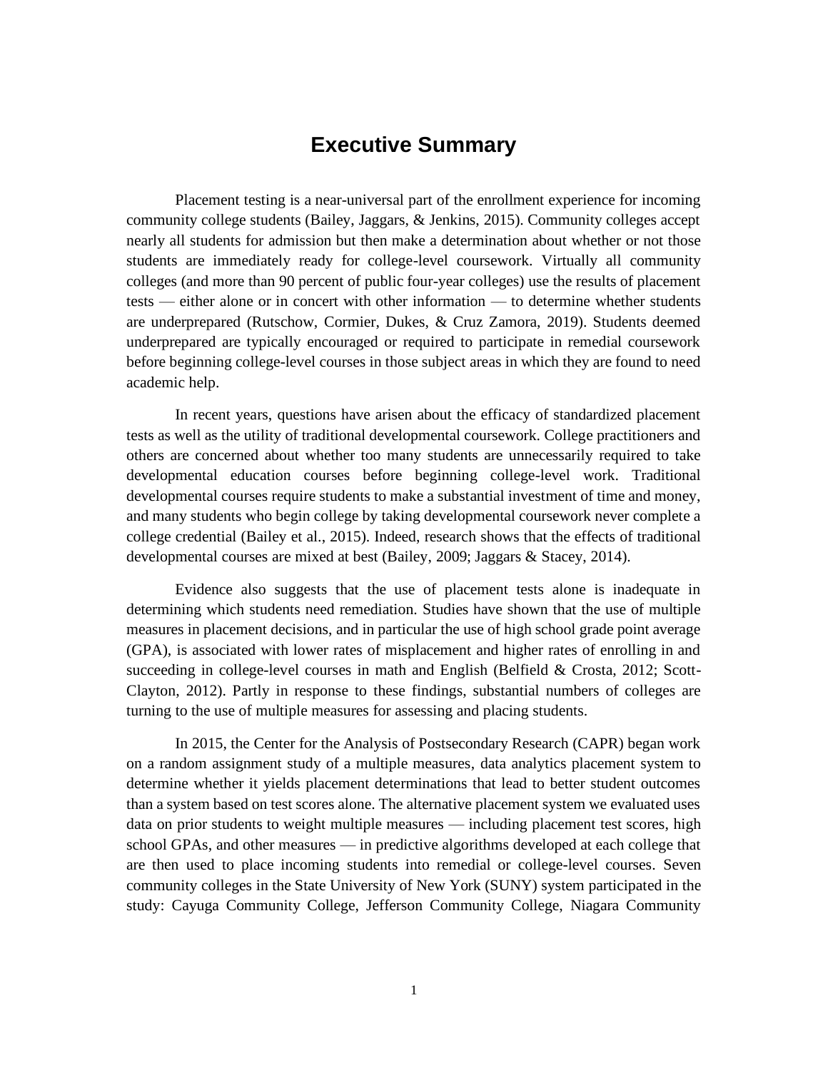# Executive Summary

Placement testing is a near-universal part of the enrollment experience for incoming community college students (Bailey, Jaggars, & Jenkins, 2015). Community colleges accept nearly all students for admission but then make a determination about whether or not those students are immediately ready for college-level coursework. Virtually all community colleges (and more than 90 percent of public four-year colleges) use the results of placement tests — either alone or in concert with other information — to determine whether students are underprepared (Rutschow, Cormier, Dukes, & Cruz Zamora, 2019). Students deemed underprepared are typically encouraged or required to participate in remedial coursework before beginning college-level courses in those subject areas in which they are found to need academic help.

In recent years, questions have arisen about the efficacy of standardized placement tests as well as the utility of traditional developmental coursework. College practitioners and others are concerned about whether too many students are unnecessarily required to take developmental education courses before beginning college-level work. Traditional developmental courses require students to make a substantial investment of time and money, and many students who begin college by taking developmental coursework never complete a college credential (Bailey et al., 2015). Indeed, research shows that the effects of traditional developmental courses are mixed at best (Bailey, 2009; Jaggars & Stacey, 2014).

Evidence also suggests that the use of placement tests alone is inadequate in determining which students need remediation. Studies have shown that the use of multiple measures in placement decisions, and in particular the use of high school grade point average (GPA), is associated with lower rates of misplacement and higher rates of enrolling in and succeeding in college-level courses in math and English (Belfield & Crosta, 2012; Scott-Clayton, 2012). Partly in response to these findings, substantial numbers of colleges are turning to the use of multiple measures for assessing and placing students.

In 2015, the Center for the Analysis of Postsecondary Research (CAPR) began work on a random assignment study of a multiple measures, data analytics placement system to determine whether it yields placement determinations that lead to better student outcomes than a system based on test scores alone. The alternative placement system we evaluated uses data on prior students to weight multiple measures — including placement test scores, high school GPAs, and other measures — in predictive algorithms developed at each college that are then used to place incoming students into remedial or college-level courses. Seven community colleges in the State University of New York (SUNY) system participated in the study: Cayuga Community College, Jefferson Community College, Niagara Community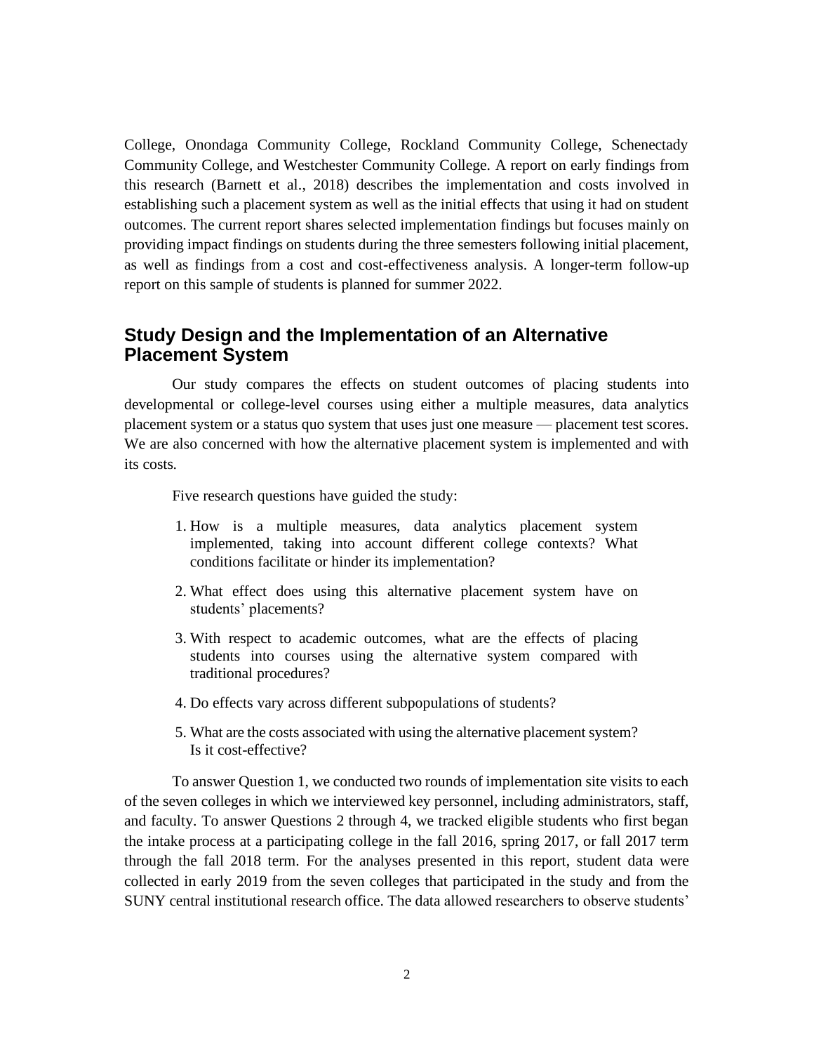College, Onondaga Community College, Rockland Community College, Schenectady Community College, and Westchester Community College. A report on early findings from this research (Barnett et al., 2018) describes the implementation and costs involved in establishing such a placement system as well as the initial effects that using it had on student outcomes. The current report shares selected implementation findings but focuses mainly on providing impact findings on students during the three semesters following initial placement, as well as findings from a cost and cost-effectiveness analysis. A longer-term follow-up report on this sample of students is planned for summer 2022.

## Study Design and the Implementation of an Alternative Placement System

Our study compares the effects on student outcomes of placing students into developmental or college-level courses using either a multiple measures, data analytics placement system or a status quo system that uses just one measure — placement test scores. We are also concerned with how the alternative placement system is implemented and with its costs.

Five research questions have guided the study:

1. How is a multiple measures, data analytics placement system implemented, taking into account different college contexts? What conditions facilitate or hinder its implementation?
2. What effect does using this alternative placement system have on students' placements?
3. With respect to academic outcomes, what are the effects of placing students into courses using the alternative system compared with traditional procedures?
4. Do effects vary across different subpopulations of students?
5. What are the costs associated with using the alternative placement system? Is it cost-effective?

To answer Question 1, we conducted two rounds of implementation site visits to each of the seven colleges in which we interviewed key personnel, including administrators, staff, and faculty. To answer Questions 2 through 4, we tracked eligible students who first began the intake process at a participating college in the fall 2016, spring 2017, or fall 2017 term through the fall 2018 term. For the analyses presented in this report, student data were collected in early 2019 from the seven colleges that participated in the study and from the SUNY central institutional research office. The data allowed researchers to observe students'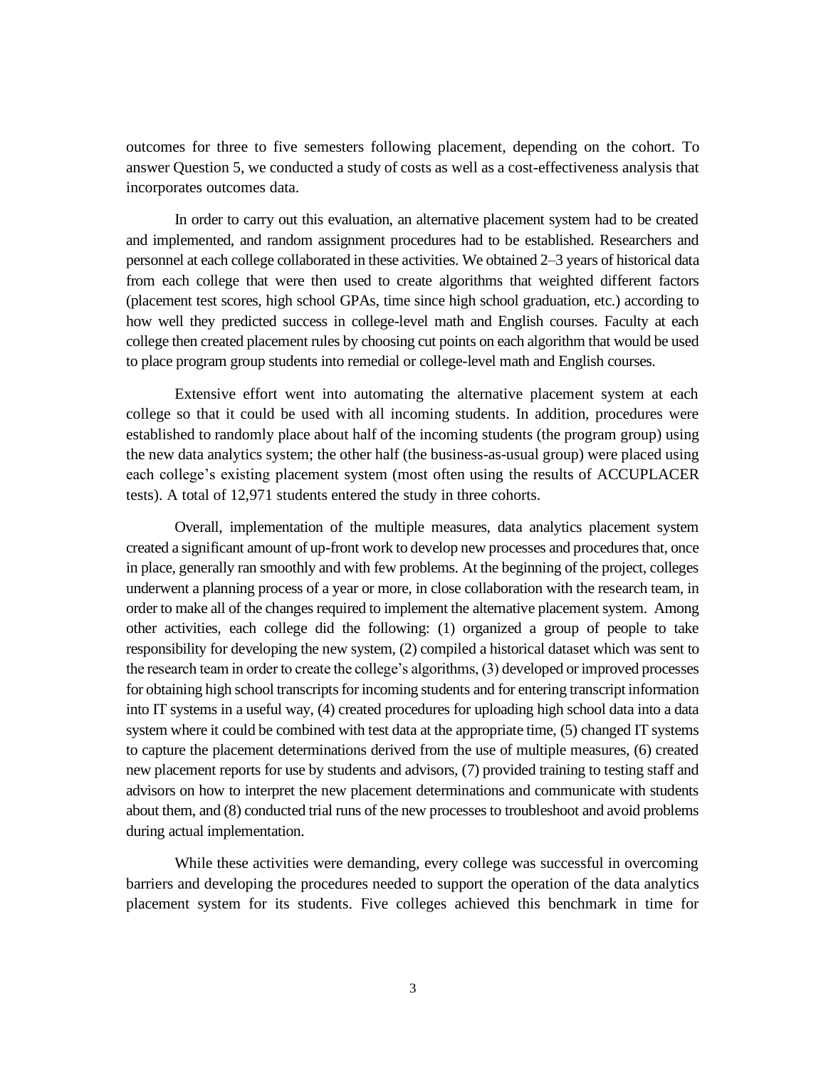outcomes for three to five semesters following placement, depending on the cohort. To answer Question 5, we conducted a study of costs as well as a cost-effectiveness analysis that incorporates outcomes data.

In order to carry out this evaluation, an alternative placement system had to be created and implemented, and random assignment procedures had to be established. Researchers and personnel at each college collaborated in these activities. We obtained 2–3 years of historical data from each college that were then used to create algorithms that weighted different factors (placement test scores, high school GPAs, time since high school graduation, etc.) according to how well they predicted success in college-level math and English courses. Faculty at each college then created placement rules by choosing cut points on each algorithm that would be used to place program group students into remedial or college-level math and English courses.

Extensive effort went into automating the alternative placement system at each college so that it could be used with all incoming students. In addition, procedures were established to randomly place about half of the incoming students (the program group) using the new data analytics system; the other half (the business-as-usual group) were placed using each college's existing placement system (most often using the results of ACCUPLACER tests). A total of 12,971 students entered the study in three cohorts.

Overall, implementation of the multiple measures, data analytics placement system created a significant amount of up-front work to develop new processes and procedures that, once in place, generally ran smoothly and with few problems. At the beginning of the project, colleges underwent a planning process of a year or more, in close collaboration with the research team, in order to make all of the changes required to implement the alternative placement system. Among other activities, each college did the following: (1) organized a group of people to take responsibility for developing the new system, (2) compiled a historical dataset which was sent to the research team in order to create the college's algorithms, (3) developed or improved processes for obtaining high school transcripts for incoming students and for entering transcript information into IT systems in a useful way, (4) created procedures for uploading high school data into a data system where it could be combined with test data at the appropriate time, (5) changed IT systems to capture the placement determinations derived from the use of multiple measures, (6) created new placement reports for use by students and advisors, (7) provided training to testing staff and advisors on how to interpret the new placement determinations and communicate with students about them, and (8) conducted trial runs of the new processes to troubleshoot and avoid problems during actual implementation.

While these activities were demanding, every college was successful in overcoming barriers and developing the procedures needed to support the operation of the data analytics placement system for its students. Five colleges achieved this benchmark in time for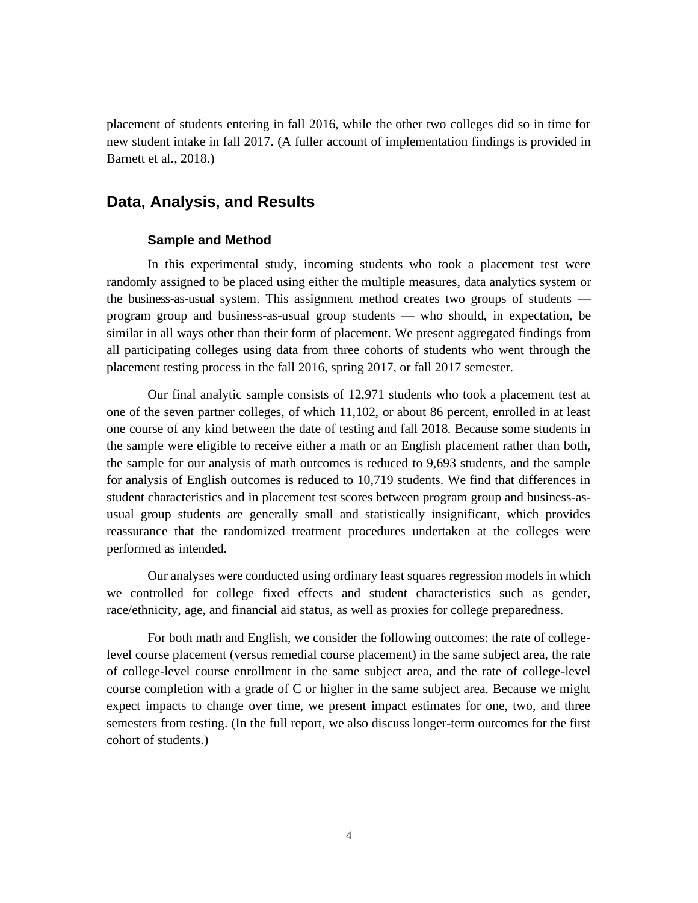placement of students entering in fall 2016, while the other two colleges did so in time for new student intake in fall 2017. (A fuller account of implementation findings is provided in Barnett et al., 2018.)

## Data, Analysis, and Results

### Sample and Method

In this experimental study, incoming students who took a placement test were randomly assigned to be placed using either the multiple measures, data analytics system or the business-as-usual system. This assignment method creates two groups of students — program group and business-as-usual group students — who should, in expectation, be similar in all ways other than their form of placement. We present aggregated findings from all participating colleges using data from three cohorts of students who went through the placement testing process in the fall 2016, spring 2017, or fall 2017 semester.

Our final analytic sample consists of 12,971 students who took a placement test at one of the seven partner colleges, of which 11,102, or about 86 percent, enrolled in at least one course of any kind between the date of testing and fall 2018. Because some students in the sample were eligible to receive either a math or an English placement rather than both, the sample for our analysis of math outcomes is reduced to 9,693 students, and the sample for analysis of English outcomes is reduced to 10,719 students. We find that differences in student characteristics and in placement test scores between program group and business-as-usual group students are generally small and statistically insignificant, which provides reassurance that the randomized treatment procedures undertaken at the colleges were performed as intended.

Our analyses were conducted using ordinary least squares regression models in which we controlled for college fixed effects and student characteristics such as gender, race/ethnicity, age, and financial aid status, as well as proxies for college preparedness.

For both math and English, we consider the following outcomes: the rate of college-level course placement (versus remedial course placement) in the same subject area, the rate of college-level course enrollment in the same subject area, and the rate of college-level course completion with a grade of C or higher in the same subject area. Because we might expect impacts to change over time, we present impact estimates for one, two, and three semesters from testing. (In the full report, we also discuss longer-term outcomes for the first cohort of students.)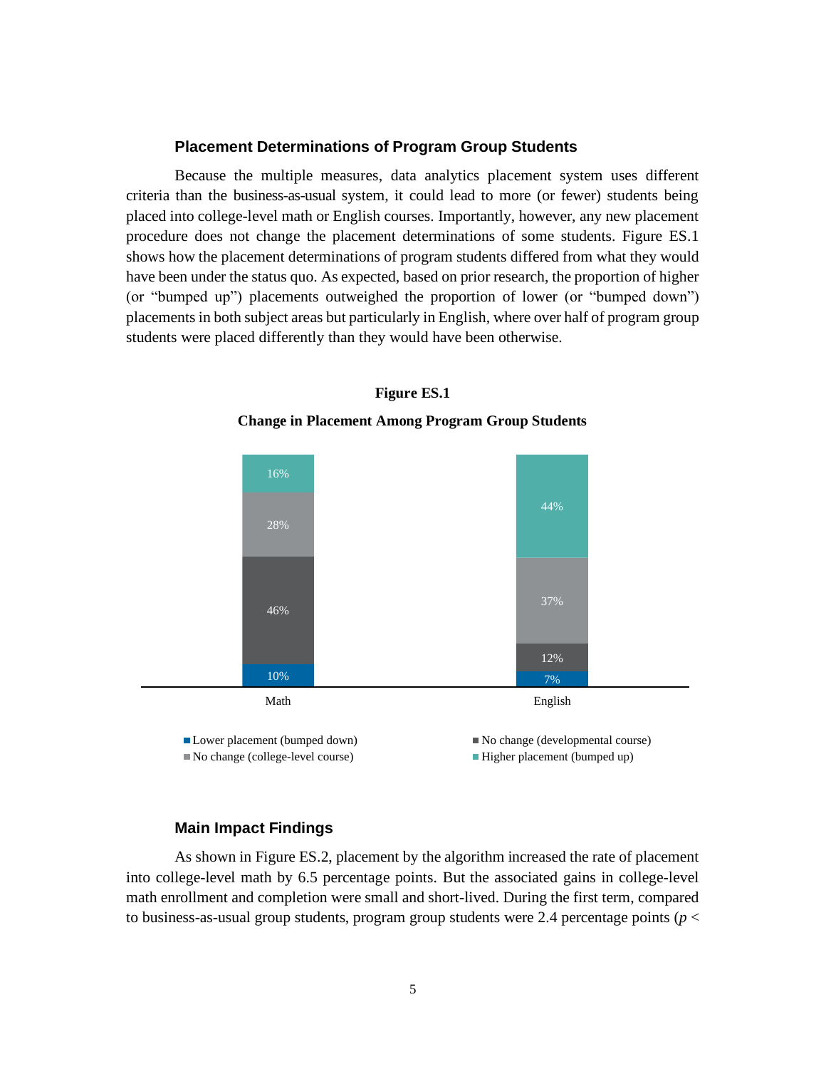### Placement Determinations of Program Group Students

Because the multiple measures, data analytics placement system uses different criteria than the business-as-usual system, it could lead to more (or fewer) students being placed into college-level math or English courses. Importantly, however, any new placement procedure does not change the placement determinations of some students. Figure ES.1 shows how the placement determinations of program students differed from what they would have been under the status quo. As expected, based on prior research, the proportion of higher (or "bumped up") placements outweighed the proportion of lower (or "bumped down") placements in both subject areas but particularly in English, where over half of program group students were placed differently than they would have been otherwise.

**Figure ES.1**

**Change in Placement Among Program Group Students**

Math: 16%, 28%, 46%, 10%

English: 44%, 37%, 12%, 7%

Lower placement (bumped down)
No change (developmental course)
No change (college-level course)
Higher placement (bumped up)

### Main Impact Findings

As shown in Figure ES.2, placement by the algorithm increased the rate of placement into college-level math by 6.5 percentage points. But the associated gains in college-level math enrollment and completion were small and short-lived. During the first term, compared to business-as-usual group students, program group students were 2.4 percentage points ($p <$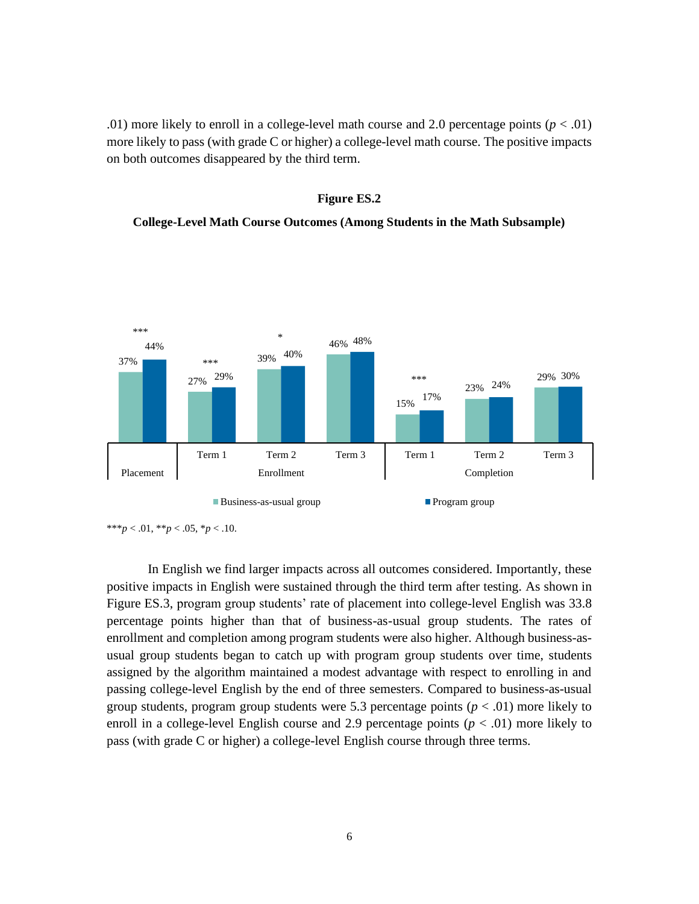.01) more likely to enroll in a college-level math course and 2.0 percentage points ($p < .01$) more likely to pass (with grade C or higher) a college-level math course. The positive impacts on both outcomes disappeared by the third term.

**Figure ES.2**

**College-Level Math Course Outcomes (Among Students in the Math Subsample)**

***
37% 44%
Placement

***
27% 29%
Term 1

*
39% 40%
Term 2

46% 48%
Term 3

Enrollment

***
15% 17%
Term 1

23% 24%
Term 2

29% 30%
Term 3

Completion

Business-as-usual group
Program group

***$p < .01$, **$p < .05$, *$p < .10$.

In English we find larger impacts across all outcomes considered. Importantly, these positive impacts in English were sustained through the third term after testing. As shown in Figure ES.3, program group students' rate of placement into college-level English was 33.8 percentage points higher than that of business-as-usual group students. The rates of enrollment and completion among program students were also higher. Although business-as-usual group students began to catch up with program group students over time, students assigned by the algorithm maintained a modest advantage with respect to enrolling in and passing college-level English by the end of three semesters. Compared to business-as-usual group students, program group students were 5.3 percentage points ($p < .01$) more likely to enroll in a college-level English course and 2.9 percentage points ($p < .01$) more likely to pass (with grade C or higher) a college-level English course through three terms.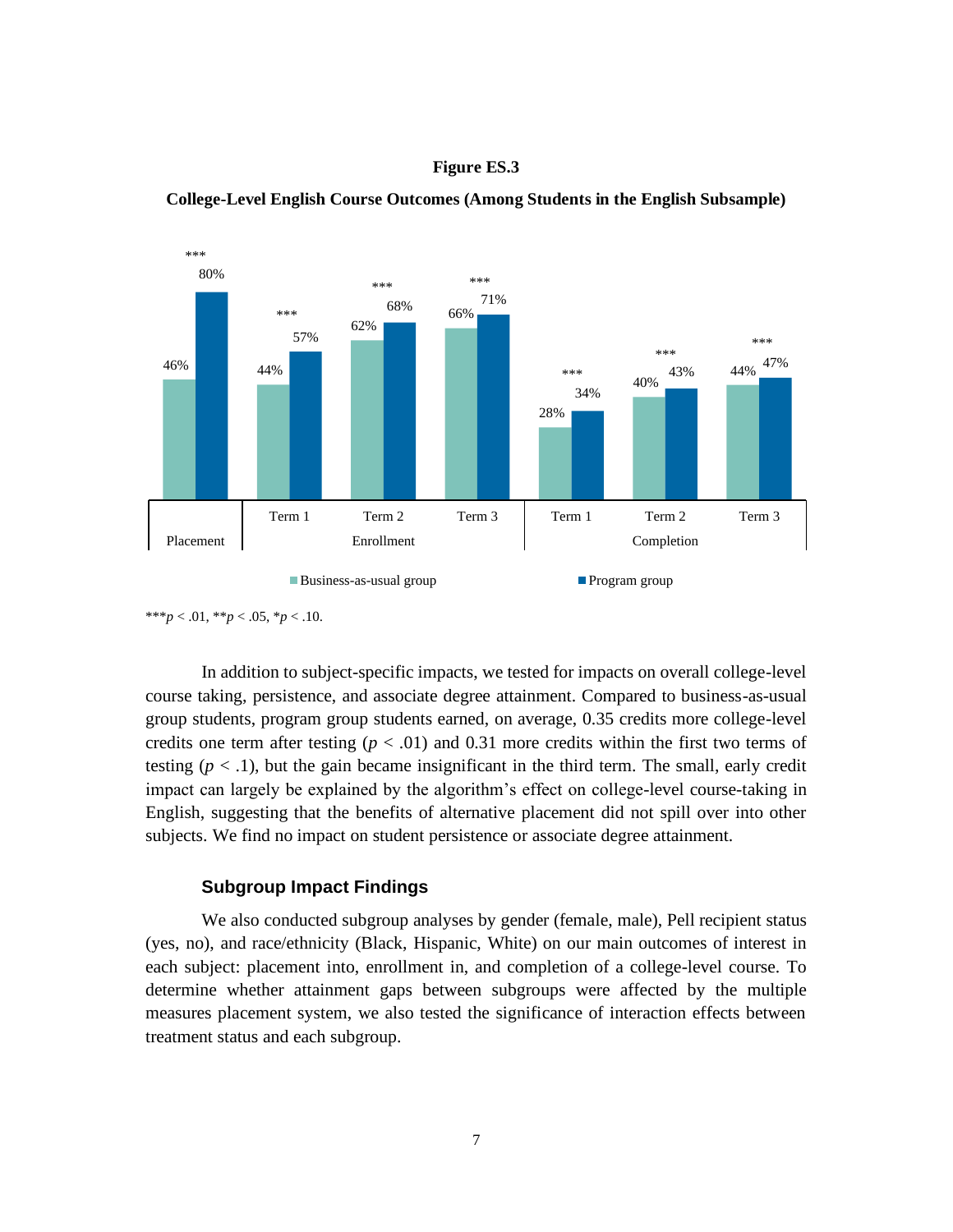**Figure ES.3**

**College-Level English Course Outcomes (Among Students in the English Subsample)**

***
80%
46%
***
57%
44%
***
68%
62%
***
71%
66%
***
34%
28%
***
43%
40%
***
47%
44%

Placement
Term 1
Term 2
Term 3
Enrollment
Term 1
Term 2
Term 3
Completion

Business-as-usual group
Program group

***$p < .01$, **$p < .05$, *$p < .10$.

In addition to subject-specific impacts, we tested for impacts on overall college-level course taking, persistence, and associate degree attainment. Compared to business-as-usual group students, program group students earned, on average, 0.35 credits more college-level credits one term after testing ($p < .01$) and 0.31 more credits within the first two terms of testing ($p < .1$), but the gain became insignificant in the third term. The small, early credit impact can largely be explained by the algorithm's effect on college-level course-taking in English, suggesting that the benefits of alternative placement did not spill over into other subjects. We find no impact on student persistence or associate degree attainment.

### Subgroup Impact Findings

We also conducted subgroup analyses by gender (female, male), Pell recipient status (yes, no), and race/ethnicity (Black, Hispanic, White) on our main outcomes of interest in each subject: placement into, enrollment in, and completion of a college-level course. To determine whether attainment gaps between subgroups were affected by the multiple measures placement system, we also tested the significance of interaction effects between treatment status and each subgroup.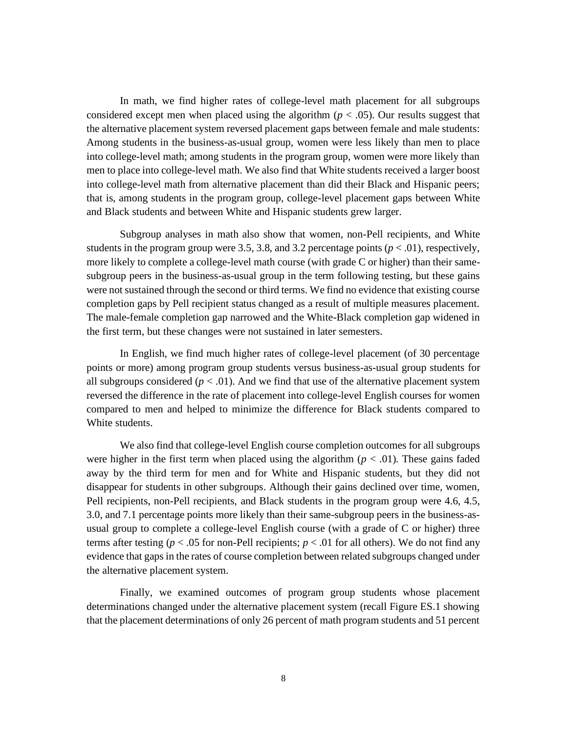In math, we find higher rates of college-level math placement for all subgroups considered except men when placed using the algorithm ($p < .05$). Our results suggest that the alternative placement system reversed placement gaps between female and male students: Among students in the business-as-usual group, women were less likely than men to place into college-level math; among students in the program group, women were more likely than men to place into college-level math. We also find that White students received a larger boost into college-level math from alternative placement than did their Black and Hispanic peers; that is, among students in the program group, college-level placement gaps between White and Black students and between White and Hispanic students grew larger.

Subgroup analyses in math also show that women, non-Pell recipients, and White students in the program group were 3.5, 3.8, and 3.2 percentage points ($p < .01$), respectively, more likely to complete a college-level math course (with grade C or higher) than their same-subgroup peers in the business-as-usual group in the term following testing, but these gains were not sustained through the second or third terms. We find no evidence that existing course completion gaps by Pell recipient status changed as a result of multiple measures placement. The male-female completion gap narrowed and the White-Black completion gap widened in the first term, but these changes were not sustained in later semesters.

In English, we find much higher rates of college-level placement (of 30 percentage points or more) among program group students versus business-as-usual group students for all subgroups considered ($p < .01$). And we find that use of the alternative placement system reversed the difference in the rate of placement into college-level English courses for women compared to men and helped to minimize the difference for Black students compared to White students.

We also find that college-level English course completion outcomes for all subgroups were higher in the first term when placed using the algorithm ($p < .01$). These gains faded away by the third term for men and for White and Hispanic students, but they did not disappear for students in other subgroups. Although their gains declined over time, women, Pell recipients, non-Pell recipients, and Black students in the program group were 4.6, 4.5, 3.0, and 7.1 percentage points more likely than their same-subgroup peers in the business-as-usual group to complete a college-level English course (with a grade of C or higher) three terms after testing ($p < .05$ for non-Pell recipients; $p < .01$ for all others). We do not find any evidence that gaps in the rates of course completion between related subgroups changed under the alternative placement system.

Finally, we examined outcomes of program group students whose placement determinations changed under the alternative placement system (recall Figure ES.1 showing that the placement determinations of only 26 percent of math program students and 51 percent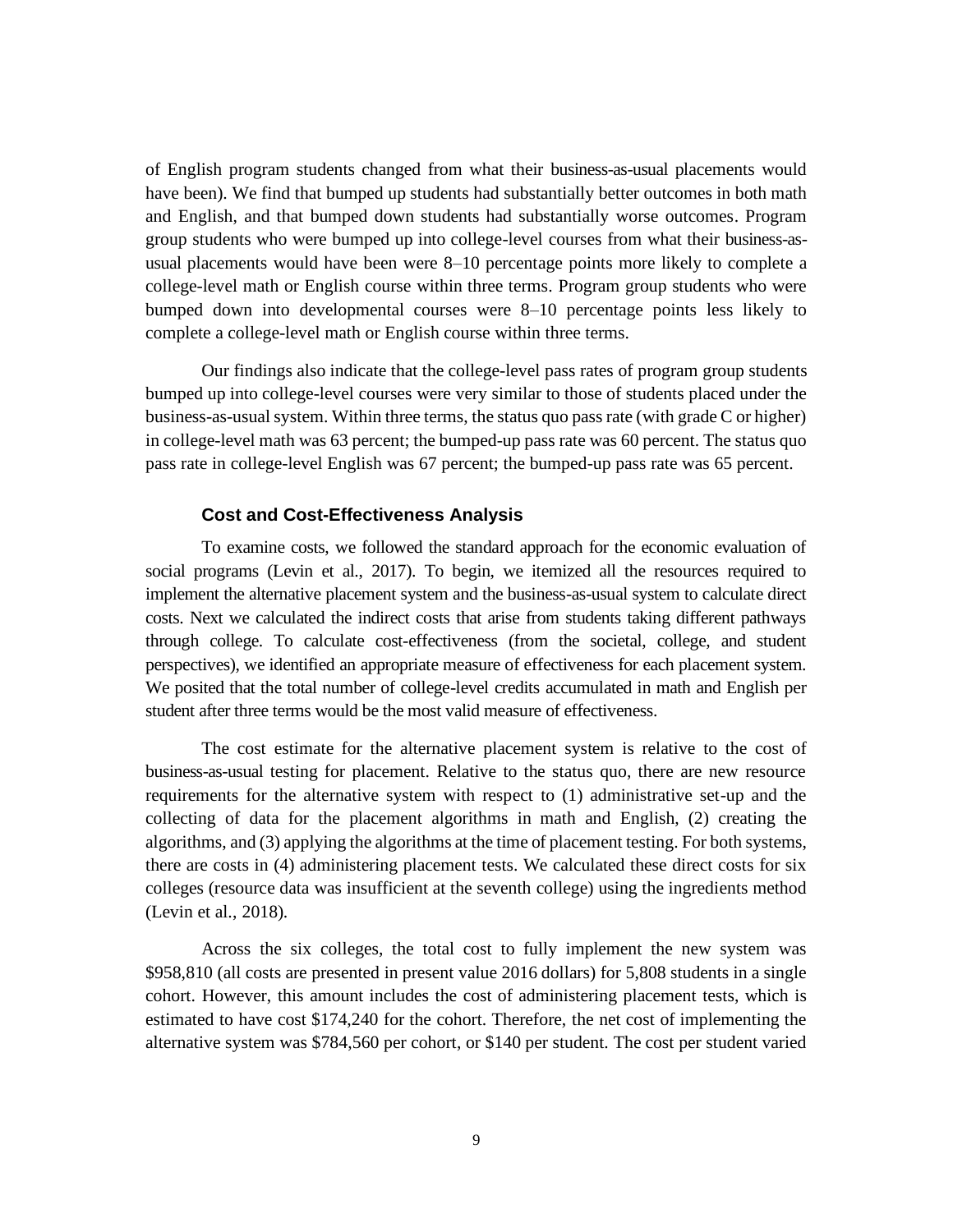of English program students changed from what their business-as-usual placements would have been). We find that bumped up students had substantially better outcomes in both math and English, and that bumped down students had substantially worse outcomes. Program group students who were bumped up into college-level courses from what their business-as-usual placements would have been were 8–10 percentage points more likely to complete a college-level math or English course within three terms. Program group students who were bumped down into developmental courses were 8–10 percentage points less likely to complete a college-level math or English course within three terms.

Our findings also indicate that the college-level pass rates of program group students bumped up into college-level courses were very similar to those of students placed under the business-as-usual system. Within three terms, the status quo pass rate (with grade C or higher) in college-level math was 63 percent; the bumped-up pass rate was 60 percent. The status quo pass rate in college-level English was 67 percent; the bumped-up pass rate was 65 percent.

### Cost and Cost-Effectiveness Analysis

To examine costs, we followed the standard approach for the economic evaluation of social programs (Levin et al., 2017). To begin, we itemized all the resources required to implement the alternative placement system and the business-as-usual system to calculate direct costs. Next we calculated the indirect costs that arise from students taking different pathways through college. To calculate cost-effectiveness (from the societal, college, and student perspectives), we identified an appropriate measure of effectiveness for each placement system. We posited that the total number of college-level credits accumulated in math and English per student after three terms would be the most valid measure of effectiveness.

The cost estimate for the alternative placement system is relative to the cost of business-as-usual testing for placement. Relative to the status quo, there are new resource requirements for the alternative system with respect to (1) administrative set-up and the collecting of data for the placement algorithms in math and English, (2) creating the algorithms, and (3) applying the algorithms at the time of placement testing. For both systems, there are costs in (4) administering placement tests. We calculated these direct costs for six colleges (resource data was insufficient at the seventh college) using the ingredients method (Levin et al., 2018).

Across the six colleges, the total cost to fully implement the new system was $958,810 (all costs are presented in present value 2016 dollars) for 5,808 students in a single cohort. However, this amount includes the cost of administering placement tests, which is estimated to have cost $174,240 for the cohort. Therefore, the net cost of implementing the alternative system was $784,560 per cohort, or $140 per student. The cost per student varied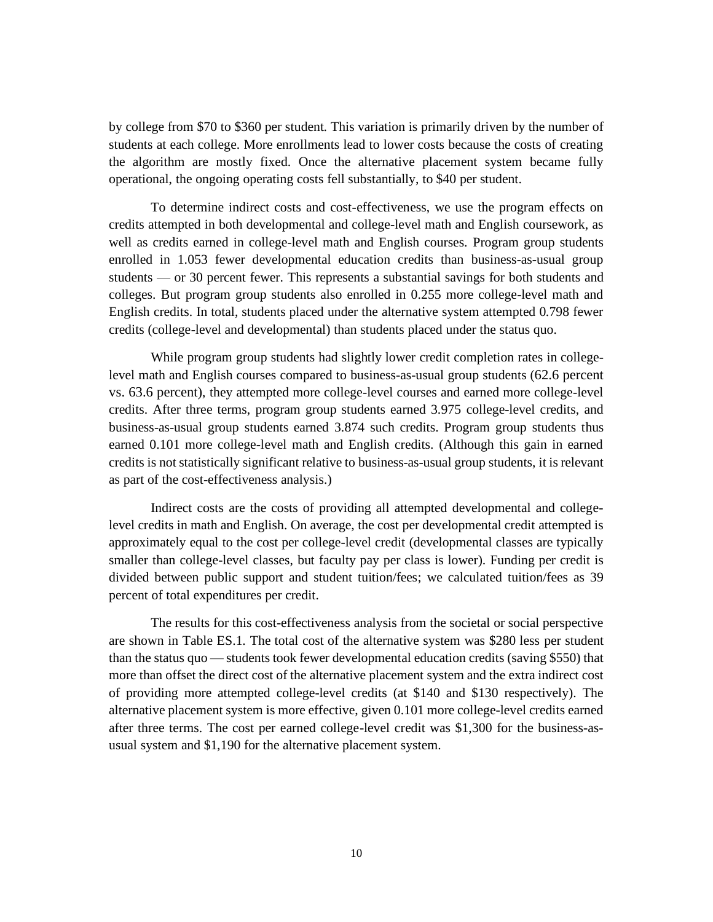by college from $70 to $360 per student. This variation is primarily driven by the number of students at each college. More enrollments lead to lower costs because the costs of creating the algorithm are mostly fixed. Once the alternative placement system became fully operational, the ongoing operating costs fell substantially, to $40 per student.

To determine indirect costs and cost-effectiveness, we use the program effects on credits attempted in both developmental and college-level math and English coursework, as well as credits earned in college-level math and English courses. Program group students enrolled in 1.053 fewer developmental education credits than business-as-usual group students — or 30 percent fewer. This represents a substantial savings for both students and colleges. But program group students also enrolled in 0.255 more college-level math and English credits. In total, students placed under the alternative system attempted 0.798 fewer credits (college-level and developmental) than students placed under the status quo.

While program group students had slightly lower credit completion rates in college-level math and English courses compared to business-as-usual group students (62.6 percent vs. 63.6 percent), they attempted more college-level courses and earned more college-level credits. After three terms, program group students earned 3.975 college-level credits, and business-as-usual group students earned 3.874 such credits. Program group students thus earned 0.101 more college-level math and English credits. (Although this gain in earned credits is not statistically significant relative to business-as-usual group students, it is relevant as part of the cost-effectiveness analysis.)

Indirect costs are the costs of providing all attempted developmental and college-level credits in math and English. On average, the cost per developmental credit attempted is approximately equal to the cost per college-level credit (developmental classes are typically smaller than college-level classes, but faculty pay per class is lower). Funding per credit is divided between public support and student tuition/fees; we calculated tuition/fees as 39 percent of total expenditures per credit.

The results for this cost-effectiveness analysis from the societal or social perspective are shown in Table ES.1. The total cost of the alternative system was $280 less per student than the status quo — students took fewer developmental education credits (saving $550) that more than offset the direct cost of the alternative placement system and the extra indirect cost of providing more attempted college-level credits (at $140 and $130 respectively). The alternative placement system is more effective, given 0.101 more college-level credits earned after three terms. The cost per earned college-level credit was $1,300 for the business-as-usual system and $1,190 for the alternative placement system.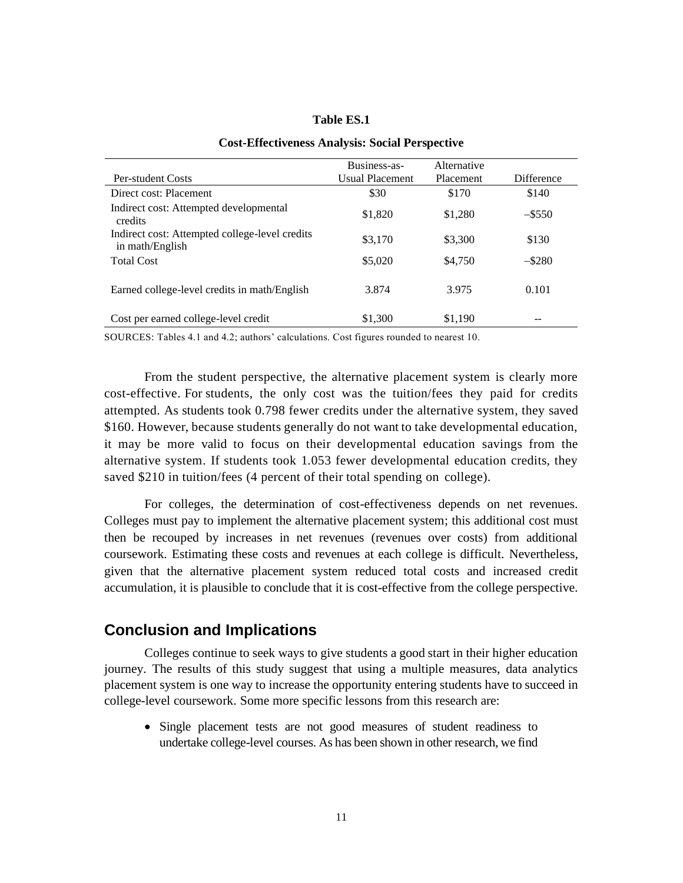**Table ES.1**

**Cost-Effectiveness Analysis: Social Perspective**

| Per-student Costs | Business-as-Usual Placement | Alternative Placement | Difference |
|---|---|---|---|
| Direct cost: Placement | $30 | $170 | $140 |
| Indirect cost: Attempted developmental credits | $1,820 | $1,280 | –$550 |
| Indirect cost: Attempted college-level credits in math/English | $3,170 | $3,300 | $130 |
| Total Cost | $5,020 | $4,750 | –$280 |
| Earned college-level credits in math/English | 3.874 | 3.975 | 0.101 |
| Cost per earned college-level credit | $1,300 | $1,190 | -- |

SOURCES: Tables 4.1 and 4.2; authors' calculations. Cost figures rounded to nearest 10.

From the student perspective, the alternative placement system is clearly more cost-effective. For students, the only cost was the tuition/fees they paid for credits attempted. As students took 0.798 fewer credits under the alternative system, they saved $160. However, because students generally do not want to take developmental education, it may be more valid to focus on their developmental education savings from the alternative system. If students took 1.053 fewer developmental education credits, they saved $210 in tuition/fees (4 percent of their total spending on college).

For colleges, the determination of cost-effectiveness depends on net revenues. Colleges must pay to implement the alternative placement system; this additional cost must then be recouped by increases in net revenues (revenues over costs) from additional coursework. Estimating these costs and revenues at each college is difficult. Nevertheless, given that the alternative placement system reduced total costs and increased credit accumulation, it is plausible to conclude that it is cost-effective from the college perspective.

## Conclusion and Implications

Colleges continue to seek ways to give students a good start in their higher education journey. The results of this study suggest that using a multiple measures, data analytics placement system is one way to increase the opportunity entering students have to succeed in college-level coursework. Some more specific lessons from this research are:

- Single placement tests are not good measures of student readiness to undertake college-level courses. As has been shown in other research, we find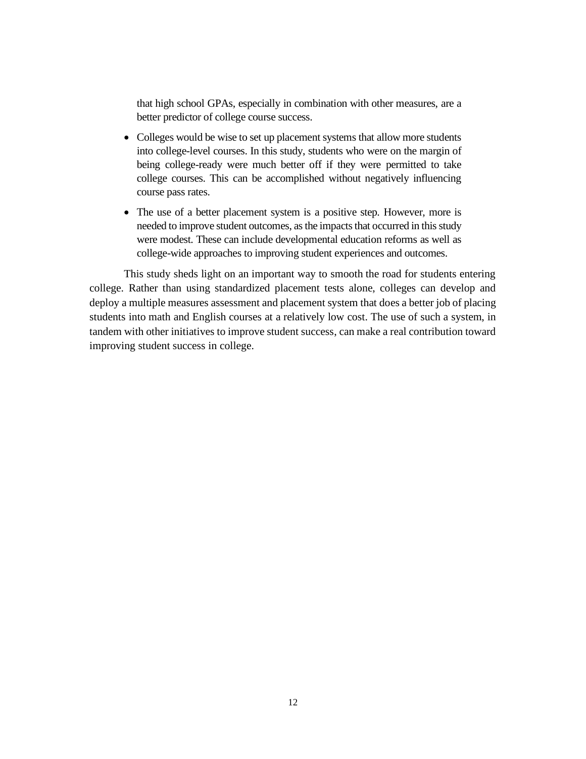that high school GPAs, especially in combination with other measures, are a better predictor of college course success.

- Colleges would be wise to set up placement systems that allow more students into college-level courses. In this study, students who were on the margin of being college-ready were much better off if they were permitted to take college courses. This can be accomplished without negatively influencing course pass rates.
- The use of a better placement system is a positive step. However, more is needed to improve student outcomes, as the impacts that occurred in this study were modest. These can include developmental education reforms as well as college-wide approaches to improving student experiences and outcomes.

This study sheds light on an important way to smooth the road for students entering college. Rather than using standardized placement tests alone, colleges can develop and deploy a multiple measures assessment and placement system that does a better job of placing students into math and English courses at a relatively low cost. The use of such a system, in tandem with other initiatives to improve student success, can make a real contribution toward improving student success in college.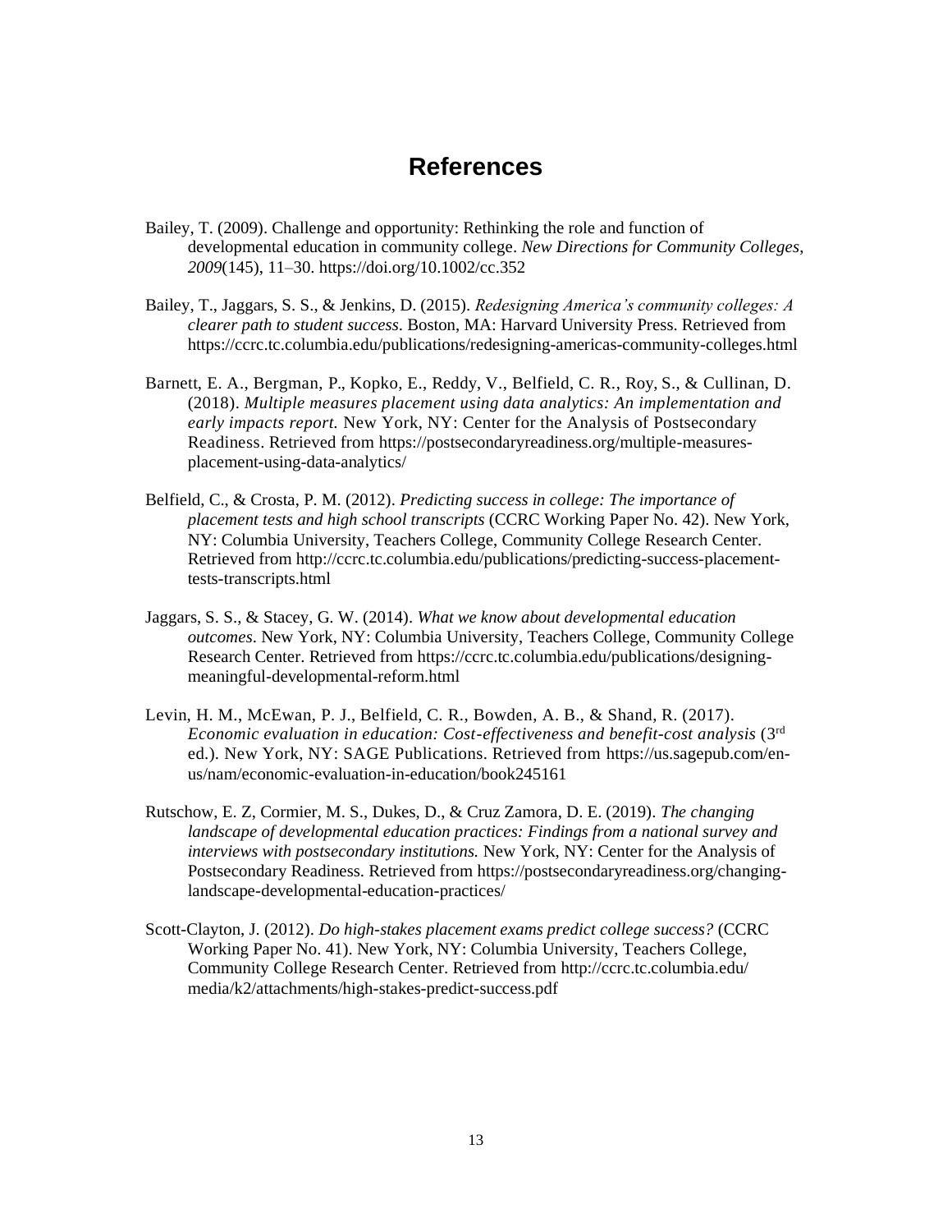# References

Bailey, T. (2009). Challenge and opportunity: Rethinking the role and function of developmental education in community college. *New Directions for Community Colleges, 2009*(145), 11–30. https://doi.org/10.1002/cc.352

Bailey, T., Jaggars, S. S., & Jenkins, D. (2015). *Redesigning America's community colleges: A clearer path to student success*. Boston, MA: Harvard University Press. Retrieved from https://ccrc.tc.columbia.edu/publications/redesigning-americas-community-colleges.html

Barnett, E. A., Bergman, P., Kopko, E., Reddy, V., Belfield, C. R., Roy, S., & Cullinan, D. (2018). *Multiple measures placement using data analytics: An implementation and early impacts report.* New York, NY: Center for the Analysis of Postsecondary Readiness. Retrieved from https://postsecondaryreadiness.org/multiple-measures-placement-using-data-analytics/

Belfield, C., & Crosta, P. M. (2012). *Predicting success in college: The importance of placement tests and high school transcripts* (CCRC Working Paper No. 42). New York, NY: Columbia University, Teachers College, Community College Research Center. Retrieved from http://ccrc.tc.columbia.edu/publications/predicting-success-placement-tests-transcripts.html

Jaggars, S. S., & Stacey, G. W. (2014). *What we know about developmental education outcomes*. New York, NY: Columbia University, Teachers College, Community College Research Center. Retrieved from https://ccrc.tc.columbia.edu/publications/designing-meaningful-developmental-reform.html

Levin, H. M., McEwan, P. J., Belfield, C. R., Bowden, A. B., & Shand, R. (2017). *Economic evaluation in education: Cost-effectiveness and benefit-cost analysis* (3rd ed.). New York, NY: SAGE Publications. Retrieved from https://us.sagepub.com/en-us/nam/economic-evaluation-in-education/book245161

Rutschow, E. Z, Cormier, M. S., Dukes, D., & Cruz Zamora, D. E. (2019). *The changing landscape of developmental education practices: Findings from a national survey and interviews with postsecondary institutions.* New York, NY: Center for the Analysis of Postsecondary Readiness. Retrieved from https://postsecondaryreadiness.org/changing-landscape-developmental-education-practices/

Scott-Clayton, J. (2012). *Do high-stakes placement exams predict college success?* (CCRC Working Paper No. 41). New York, NY: Columbia University, Teachers College, Community College Research Center. Retrieved from http://ccrc.tc.columbia.edu/media/k2/attachments/high-stakes-predict-success.pdf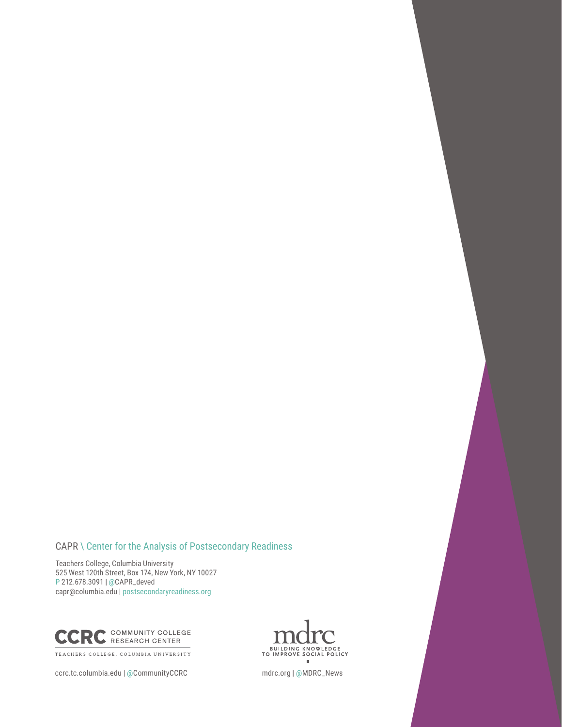CAPR \ Center for the Analysis of Postsecondary Readiness

Teachers College, Columbia University
525 West 120th Street, Box 174, New York, NY 10027
P 212.678.3091 | @CAPR_deved
capr@columbia.edu | postsecondaryreadiness.org

CCRC COMMUNITY COLLEGE RESEARCH CENTER

TEACHERS COLLEGE, COLUMBIA UNIVERSITY

ccrc.tc.columbia.edu | @CommunityCCRC

mdrc
BUILDING KNOWLEDGE TO IMPROVE SOCIAL POLICY

mdrc.org | @MDRC_News